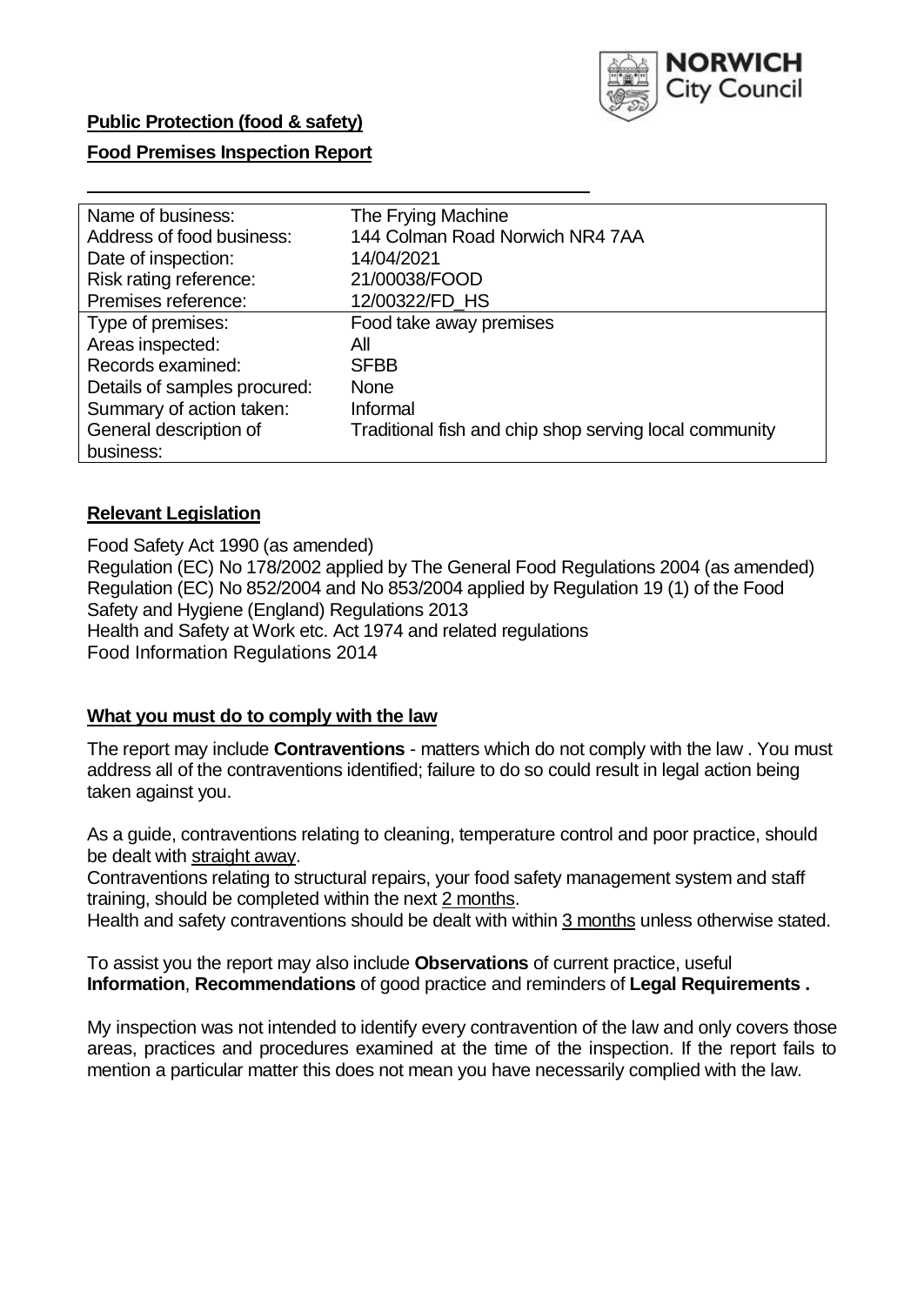**Public Protection (food & safety)**

**Food Premises Inspection Report**

| Name of business: | The Frying Machine |
|---|---|
| Address of food business: | 144 Colman Road Norwich NR4 7AA |
| Date of inspection: | 14/04/2021 |
| Risk rating reference: | 21/00038/FOOD |
| Premises reference: | 12/00322/FD_HS |
| Type of premises: | Food take away premises |
| Areas inspected: | All |
| Records examined: | SFBB |
| Details of samples procured: | None |
| Summary of action taken: | Informal |
| General description of business: | Traditional fish and chip shop serving local community |

## Relevant Legislation

Food Safety Act 1990 (as amended)
Regulation (EC) No 178/2002 applied by The General Food Regulations 2004 (as amended)
Regulation (EC) No 852/2004 and No 853/2004 applied by Regulation 19 (1) of the Food Safety and Hygiene (England) Regulations 2013
Health and Safety at Work etc. Act 1974 and related regulations
Food Information Regulations 2014

## What you must do to comply with the law

The report may include **Contraventions** - matters which do not comply with the law . You must address all of the contraventions identified; failure to do so could result in legal action being taken against you.

As a guide, contraventions relating to cleaning, temperature control and poor practice, should be dealt with straight away.

Contraventions relating to structural repairs, your food safety management system and staff training, should be completed within the next 2 months.

Health and safety contraventions should be dealt with within 3 months unless otherwise stated.

To assist you the report may also include **Observations** of current practice, useful **Information**, **Recommendations** of good practice and reminders of **Legal Requirements .**

My inspection was not intended to identify every contravention of the law and only covers those areas, practices and procedures examined at the time of the inspection. If the report fails to mention a particular matter this does not mean you have necessarily complied with the law.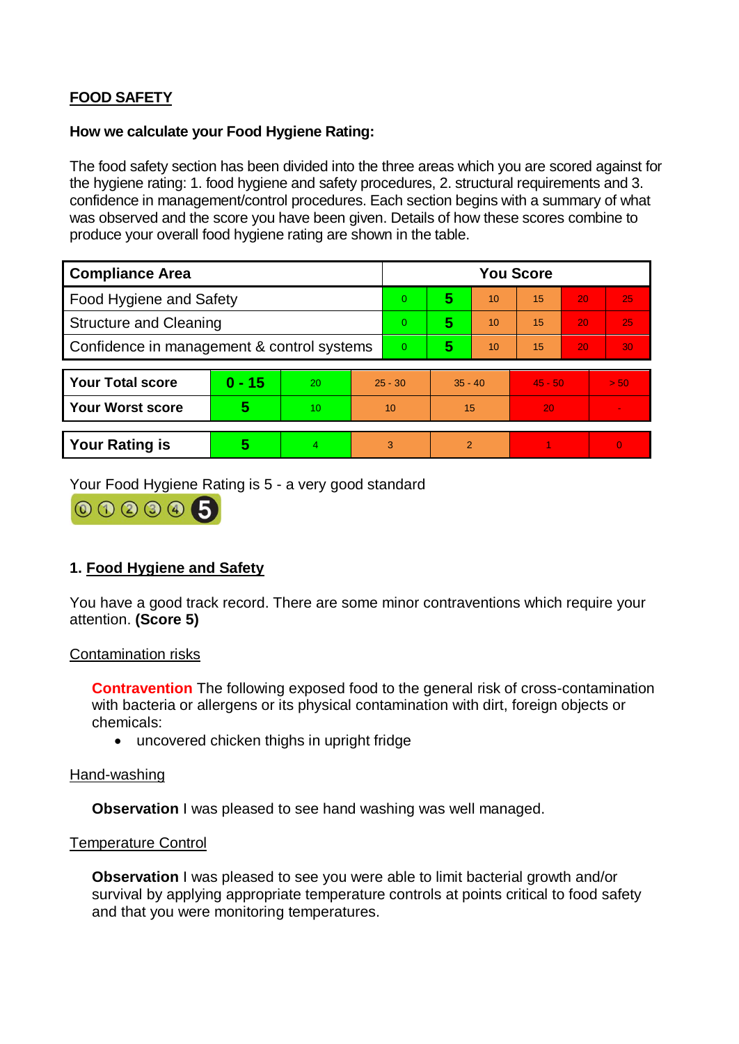**FOOD SAFETY**

**How we calculate your Food Hygiene Rating:**

The food safety section has been divided into the three areas which you are scored against for the hygiene rating: 1. food hygiene and safety procedures, 2. structural requirements and 3. confidence in management/control procedures. Each section begins with a summary of what was observed and the score you have been given. Details of how these scores combine to produce your overall food hygiene rating are shown in the table.

| Compliance Area | You Score | | | | | |
|---|---|---|---|---|---|---|
| Food Hygiene and Safety | 0 | **5** | 10 | 15 | 20 | 25 |
| Structure and Cleaning | 0 | **5** | 10 | 15 | 20 | 25 |
| Confidence in management & control systems | 0 | **5** | 10 | 15 | 20 | 30 |

| | | | | | | |
|---|---|---|---|---|---|---|
| **Your Total score** | **0 - 15** | 20 | 25 - 30 | 35 - 40 | 45 - 50 | > 50 |
| **Your Worst score** | **5** | 10 | 10 | 15 | 20 | - |

| | | | | | | |
|---|---|---|---|---|---|---|
| **Your Rating is** | **5** | 4 | 3 | 2 | 1 | 0 |

Your Food Hygiene Rating is 5 - a very good standard

## 1. Food Hygiene and Safety

You have a good track record. There are some minor contraventions which require your attention. **(Score 5)**

Contamination risks

**Contravention** The following exposed food to the general risk of cross-contamination with bacteria or allergens or its physical contamination with dirt, foreign objects or chemicals:

- uncovered chicken thighs in upright fridge

Hand-washing

**Observation** I was pleased to see hand washing was well managed.

Temperature Control

**Observation** I was pleased to see you were able to limit bacterial growth and/or survival by applying appropriate temperature controls at points critical to food safety and that you were monitoring temperatures.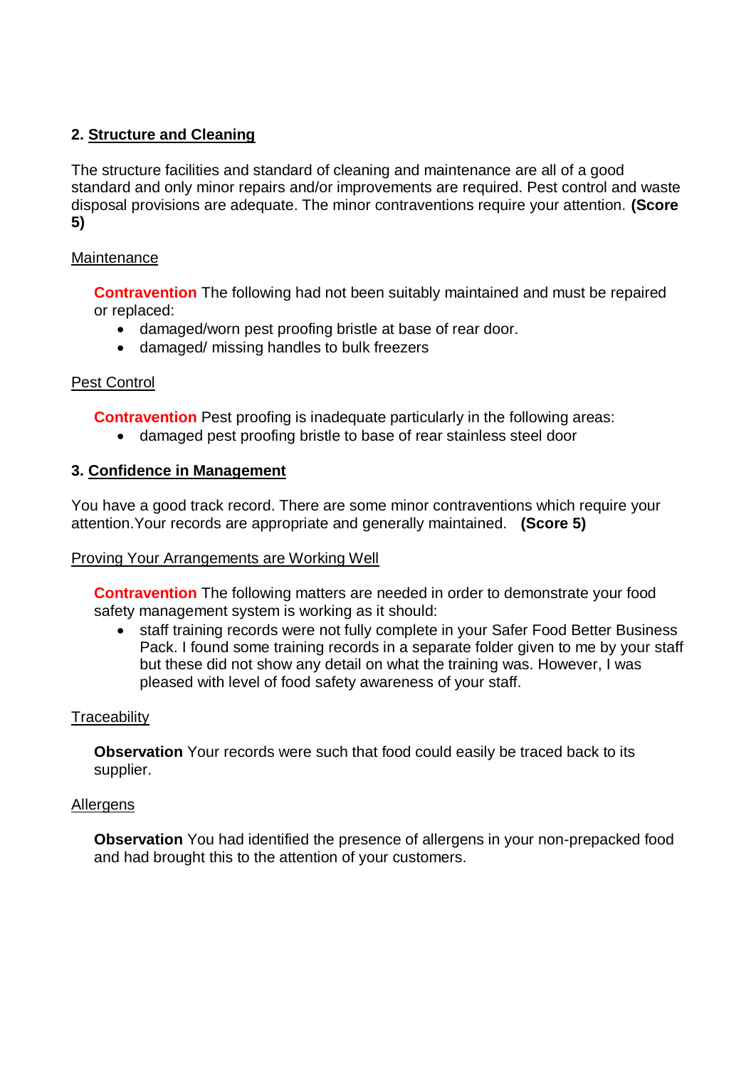## 2. Structure and Cleaning

The structure facilities and standard of cleaning and maintenance are all of a good standard and only minor repairs and/or improvements are required. Pest control and waste disposal provisions are adequate. The minor contraventions require your attention. **(Score 5)**

Maintenance

**Contravention** The following had not been suitably maintained and must be repaired or replaced:

- damaged/worn pest proofing bristle at base of rear door.
- damaged/ missing handles to bulk freezers

Pest Control

**Contravention** Pest proofing is inadequate particularly in the following areas:

- damaged pest proofing bristle to base of rear stainless steel door

## 3. Confidence in Management

You have a good track record. There are some minor contraventions which require your attention.Your records are appropriate and generally maintained. **(Score 5)**

Proving Your Arrangements are Working Well

**Contravention** The following matters are needed in order to demonstrate your food safety management system is working as it should:

- staff training records were not fully complete in your Safer Food Better Business Pack. I found some training records in a separate folder given to me by your staff but these did not show any detail on what the training was. However, I was pleased with level of food safety awareness of your staff.

Traceability

**Observation** Your records were such that food could easily be traced back to its supplier.

Allergens

**Observation** You had identified the presence of allergens in your non-prepacked food and had brought this to the attention of your customers.